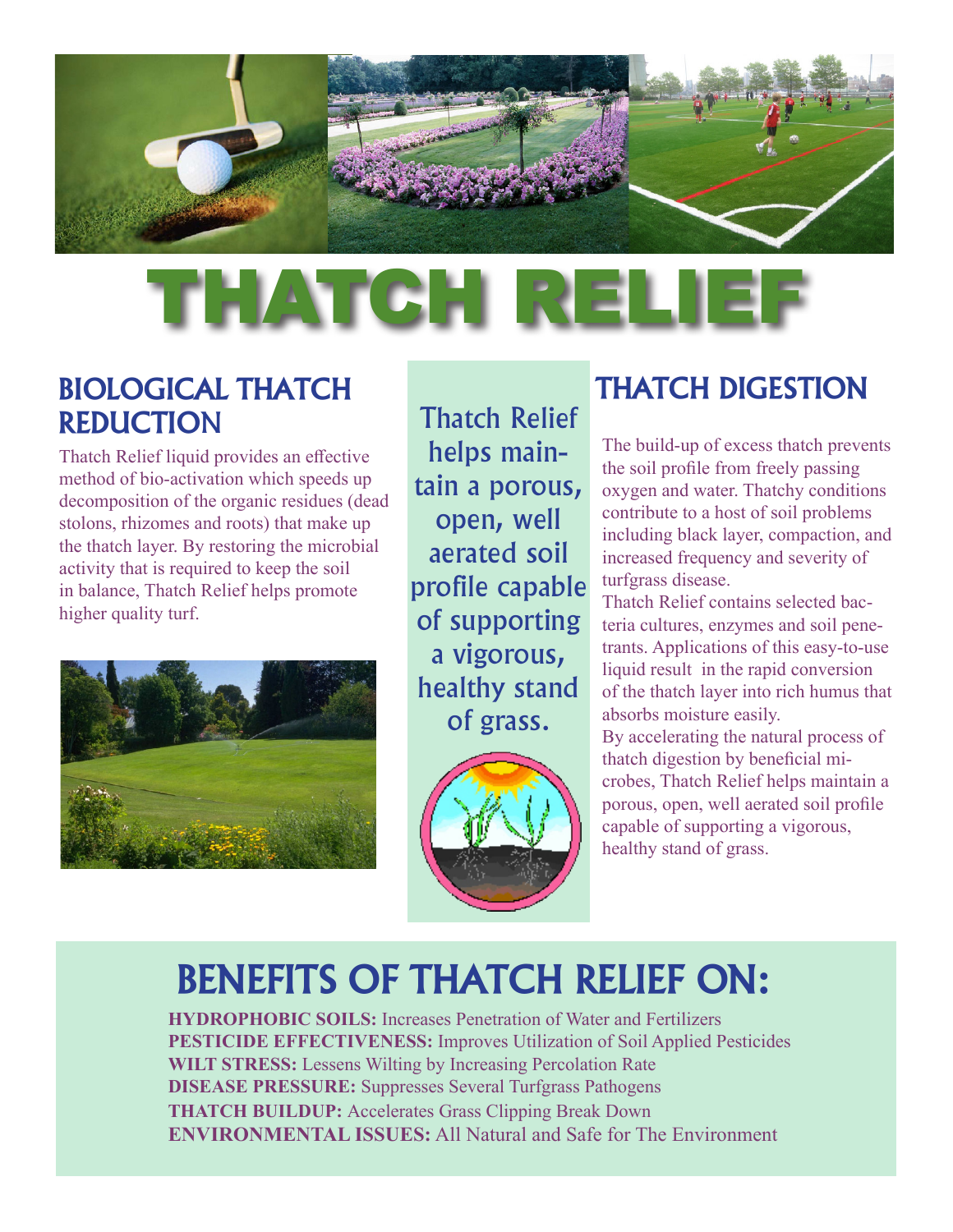# THATCH RELIEF

## BIOLOGICAL THATCH REDUCTION

Thatch Relief liquid provides an effective method of bio-activation which speeds up decomposition of the organic residues (dead stolons, rhizomes and roots) that make up the thatch layer. By restoring the microbial activity that is required to keep the soil in balance, Thatch Relief helps promote higher quality turf.

Thatch Relief helps maintain a porous, open, well aerated soil profile capable of supporting a vigorous, healthy stand of grass.

## THATCH DIGESTION

The build-up of excess thatch prevents the soil profile from freely passing oxygen and water. Thatchy conditions contribute to a host of soil problems including black layer, compaction, and increased frequency and severity of turfgrass disease.

Thatch Relief contains selected bacteria cultures, enzymes and soil penetrants. Applications of this easy-to-use liquid result in the rapid conversion of the thatch layer into rich humus that absorbs moisture easily.

By accelerating the natural process of thatch digestion by beneficial microbes, Thatch Relief helps maintain a porous, open, well aerated soil profile capable of supporting a vigorous, healthy stand of grass.

## BENEFITS OF THATCH RELIEF ON:

**HYDROPHOBIC SOILS:** Increases Penetration of Water and Fertilizers
**PESTICIDE EFFECTIVENESS:** Improves Utilization of Soil Applied Pesticides
**WILT STRESS:** Lessens Wilting by Increasing Percolation Rate
**DISEASE PRESSURE:** Suppresses Several Turfgrass Pathogens
**THATCH BUILDUP:** Accelerates Grass Clipping Break Down
**ENVIRONMENTAL ISSUES:** All Natural and Safe for The Environment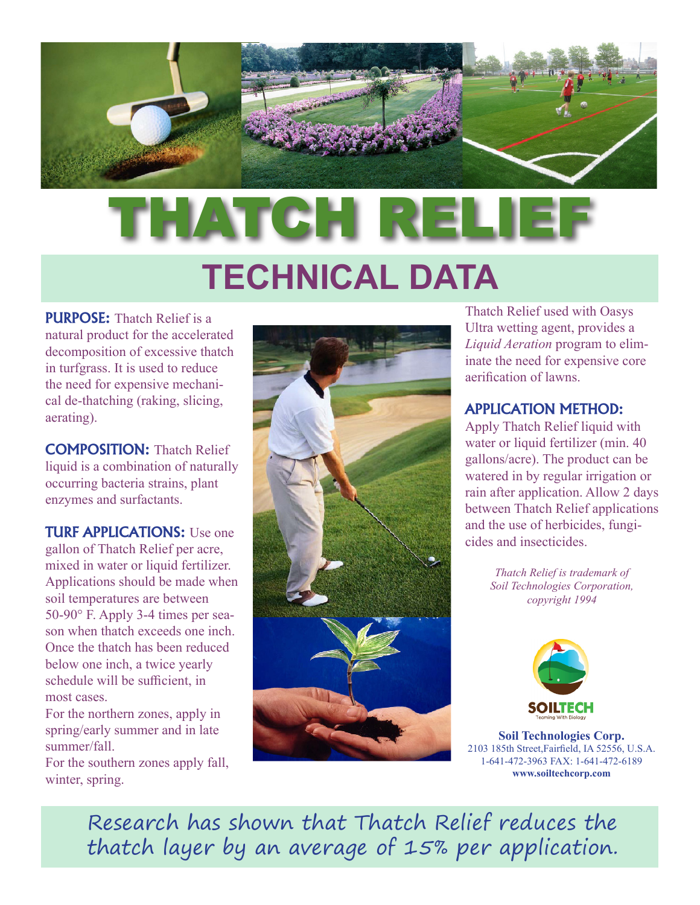# THATCH RELIEF

## TECHNICAL DATA

**PURPOSE:** Thatch Relief is a natural product for the accelerated decomposition of excessive thatch in turfgrass. It is used to reduce the need for expensive mechanical de-thatching (raking, slicing, aerating).

**COMPOSITION:** Thatch Relief liquid is a combination of naturally occurring bacteria strains, plant enzymes and surfactants.

**TURF APPLICATIONS:** Use one gallon of Thatch Relief per acre, mixed in water or liquid fertilizer. Applications should be made when soil temperatures are between 50-90° F. Apply 3-4 times per season when thatch exceeds one inch. Once the thatch has been reduced below one inch, a twice yearly schedule will be sufficient, in most cases.

For the northern zones, apply in spring/early summer and in late summer/fall.

For the southern zones apply fall, winter, spring.

Thatch Relief used with Oasys Ultra wetting agent, provides a *Liquid Aeration* program to eliminate the need for expensive core aerification of lawns.

**APPLICATION METHOD:** Apply Thatch Relief liquid with water or liquid fertilizer (min. 40 gallons/acre). The product can be watered in by regular irrigation or rain after application. Allow 2 days between Thatch Relief applications and the use of herbicides, fungicides and insecticides.

*Thatch Relief is trademark of Soil Technologies Corporation, copyright 1994*

SOILTECH
Teaming With Biology

**Soil Technologies Corp.**
2103 185th Street,Fairfield, IA 52556, U.S.A.
1-641-472-3963 FAX: 1-641-472-6189
**www.soiltechcorp.com**

Research has shown that Thatch Relief reduces the thatch layer by an average of 15% per application.